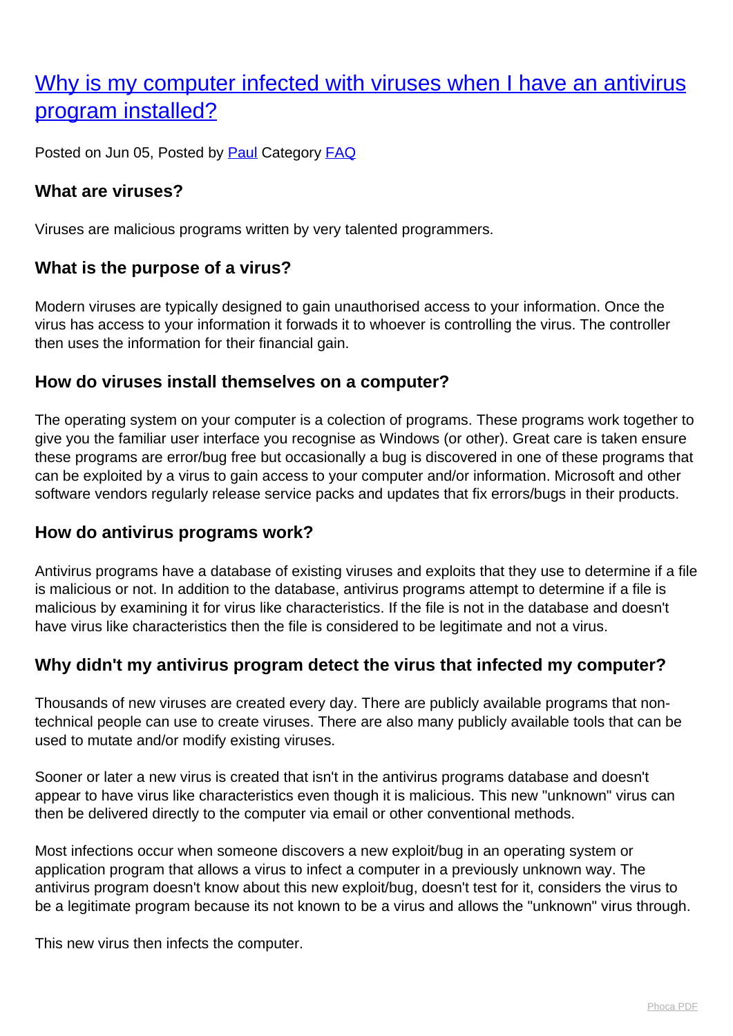# [Why is my computer infected with viruses when I have an antivirus program installed?]

Posted on Jun 05, Posted by [Paul] Category [FAQ]

### What are viruses?

Viruses are malicious programs written by very talented programmers.

### What is the purpose of a virus?

Modern viruses are typically designed to gain unauthorised access to your information. Once the virus has access to your information it forwads it to whoever is controlling the virus. The controller then uses the information for their financial gain.

### How do viruses install themselves on a computer?

The operating system on your computer is a colection of programs. These programs work together to give you the familiar user interface you recognise as Windows (or other). Great care is taken ensure these programs are error/bug free but occasionally a bug is discovered in one of these programs that can be exploited by a virus to gain access to your computer and/or information. Microsoft and other software vendors regularly release service packs and updates that fix errors/bugs in their products.

### How do antivirus programs work?

Antivirus programs have a database of existing viruses and exploits that they use to determine if a file is malicious or not. In addition to the database, antivirus programs attempt to determine if a file is malicious by examining it for virus like characteristics. If the file is not in the database and doesn't have virus like characteristics then the file is considered to be legitimate and not a virus.

### Why didn't my antivirus program detect the virus that infected my computer?

Thousands of new viruses are created every day. There are publicly available programs that non-technical people can use to create viruses. There are also many publicly available tools that can be used to mutate and/or modify existing viruses.

Sooner or later a new virus is created that isn't in the antivirus programs database and doesn't appear to have virus like characteristics even though it is malicious. This new "unknown" virus can then be delivered directly to the computer via email or other conventional methods.

Most infections occur when someone discovers a new exploit/bug in an operating system or application program that allows a virus to infect a computer in a previously unknown way. The antivirus program doesn't know about this new exploit/bug, doesn't test for it, considers the virus to be a legitimate program because its not known to be a virus and allows the "unknown" virus through.

This new virus then infects the computer.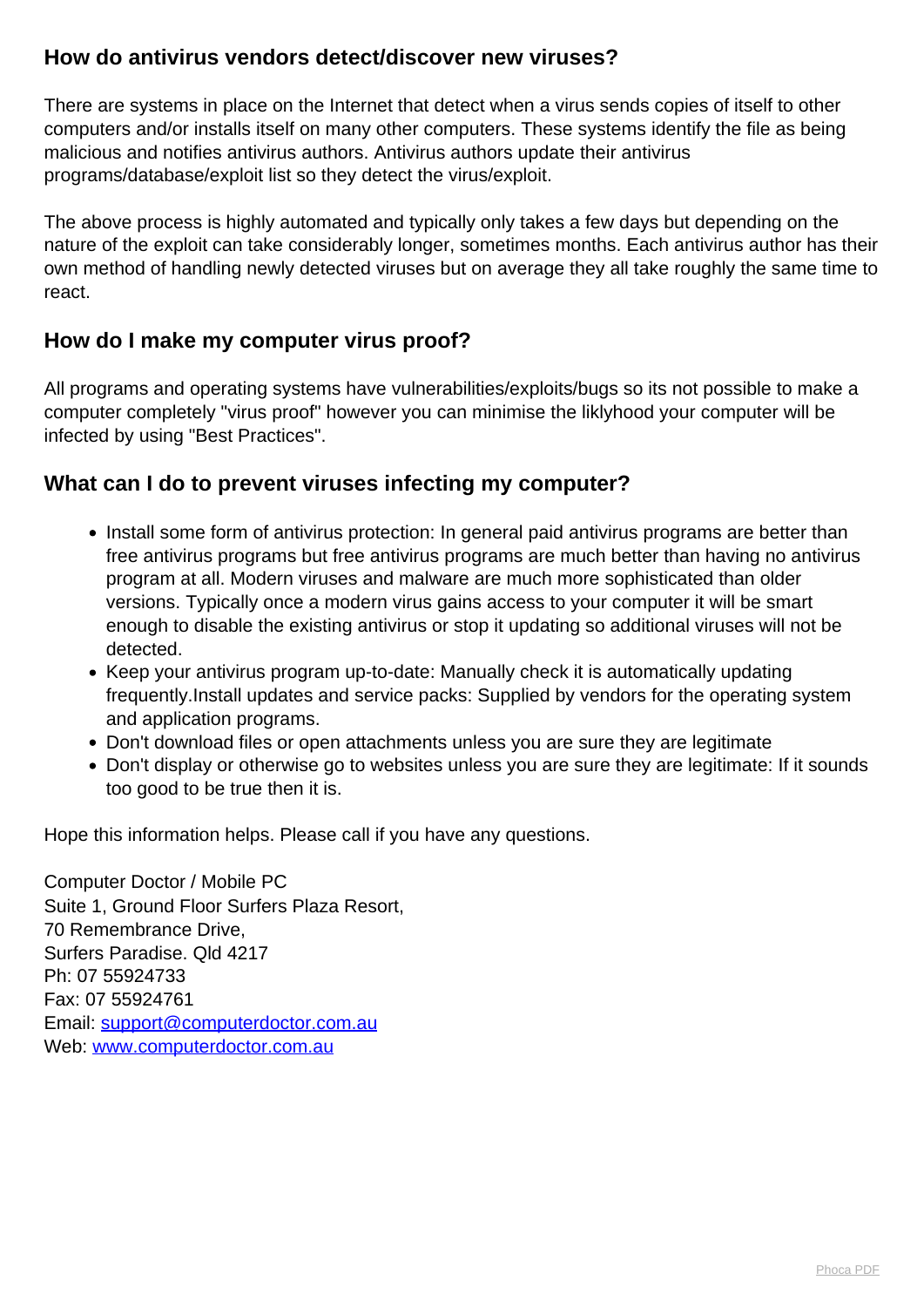## How do antivirus vendors detect/discover new viruses?

There are systems in place on the Internet that detect when a virus sends copies of itself to other computers and/or installs itself on many other computers. These systems identify the file as being malicious and notifies antivirus authors. Antivirus authors update their antivirus programs/database/exploit list so they detect the virus/exploit.

The above process is highly automated and typically only takes a few days but depending on the nature of the exploit can take considerably longer, sometimes months. Each antivirus author has their own method of handling newly detected viruses but on average they all take roughly the same time to react.

## How do I make my computer virus proof?

All programs and operating systems have vulnerabilities/exploits/bugs so its not possible to make a computer completely "virus proof" however you can minimise the liklyhood your computer will be infected by using "Best Practices".

## What can I do to prevent viruses infecting my computer?

- Install some form of antivirus protection: In general paid antivirus programs are better than free antivirus programs but free antivirus programs are much better than having no antivirus program at all. Modern viruses and malware are much more sophisticated than older versions. Typically once a modern virus gains access to your computer it will be smart enough to disable the existing antivirus or stop it updating so additional viruses will not be detected.
- Keep your antivirus program up-to-date: Manually check it is automatically updating frequently.Install updates and service packs: Supplied by vendors for the operating system and application programs.
- Don't download files or open attachments unless you are sure they are legitimate
- Don't display or otherwise go to websites unless you are sure they are legitimate: If it sounds too good to be true then it is.

Hope this information helps. Please call if you have any questions.

Computer Doctor / Mobile PC
Suite 1, Ground Floor Surfers Plaza Resort,
70 Remembrance Drive,
Surfers Paradise. Qld 4217
Ph: 07 55924733
Fax: 07 55924761
Email: support@computerdoctor.com.au
Web: www.computerdoctor.com.au